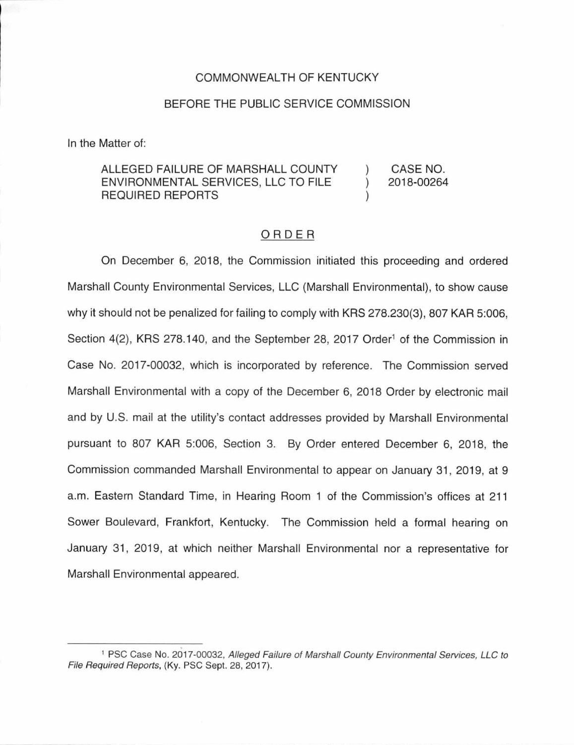COMMONWEALTH OF KENTUCKY

BEFORE THE PUBLIC SERVICE COMMISSION

In the Matter of:

| | | |
|---|---|---|
| ALLEGED FAILURE OF MARSHALL COUNTY ENVIRONMENTAL SERVICES, LLC TO FILE REQUIRED REPORTS | ) ) ) | CASE NO. 2018-00264 |

## ORDER

On December 6, 2018, the Commission initiated this proceeding and ordered Marshall County Environmental Services, LLC (Marshall Environmental), to show cause why it should not be penalized for failing to comply with KRS 278.230(3), 807 KAR 5:006, Section 4(2), KRS 278.140, and the September 28, 2017 Order[1] of the Commission in Case No. 2017-00032, which is incorporated by reference. The Commission served Marshall Environmental with a copy of the December 6, 2018 Order by electronic mail and by U.S. mail at the utility's contact addresses provided by Marshall Environmental pursuant to 807 KAR 5:006, Section 3. By Order entered December 6, 2018, the Commission commanded Marshall Environmental to appear on January 31, 2019, at 9 a.m. Eastern Standard Time, in Hearing Room 1 of the Commission's offices at 211 Sower Boulevard, Frankfort, Kentucky. The Commission held a formal hearing on January 31, 2019, at which neither Marshall Environmental nor a representative for Marshall Environmental appeared.

[1] PSC Case No. 2017-00032, *Alleged Failure of Marshall County Environmental Services, LLC to File Required Reports*, (Ky. PSC Sept. 28, 2017).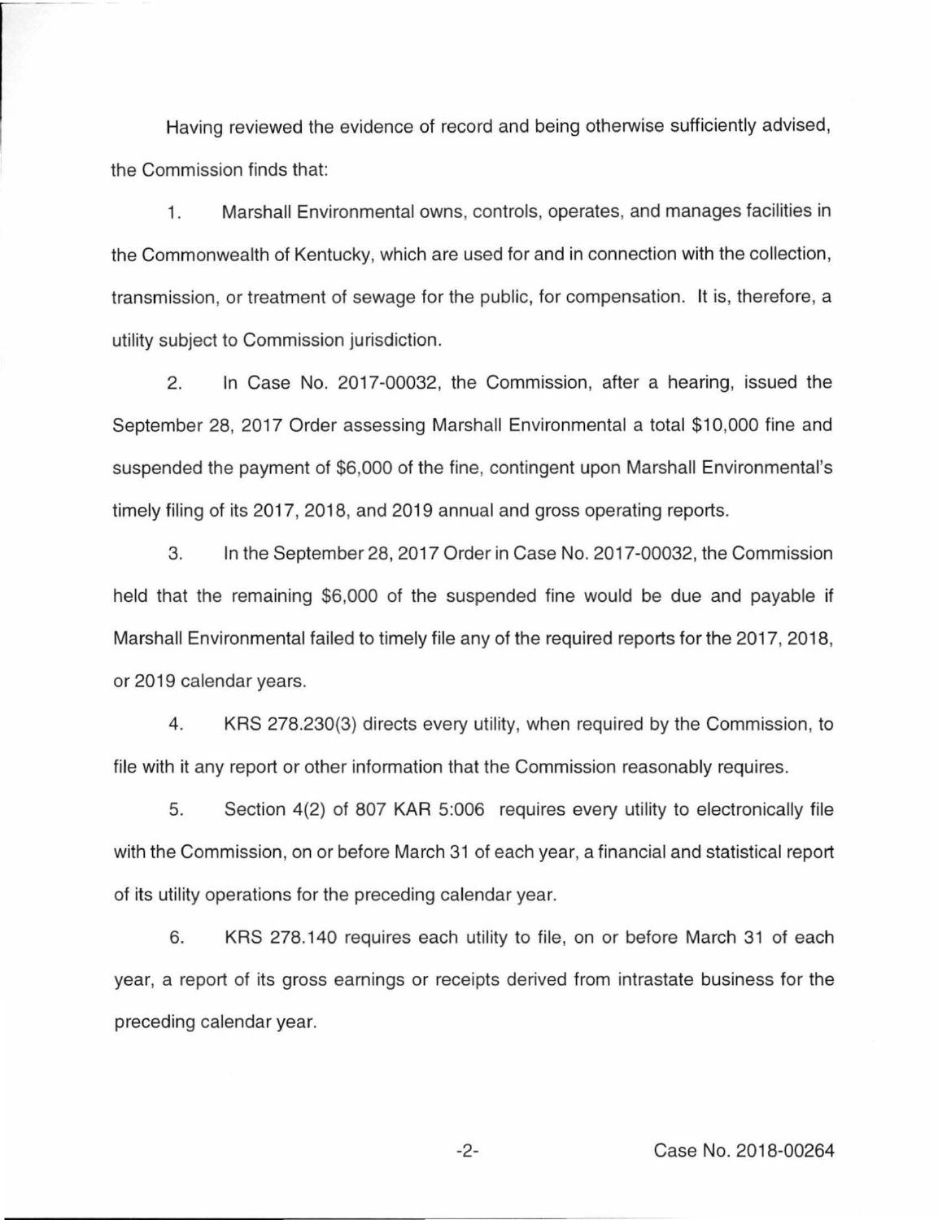Having reviewed the evidence of record and being otherwise sufficiently advised, the Commission finds that:

1. Marshall Environmental owns, controls, operates, and manages facilities in the Commonwealth of Kentucky, which are used for and in connection with the collection, transmission, or treatment of sewage for the public, for compensation. It is, therefore, a utility subject to Commission jurisdiction.

2. In Case No. 2017-00032, the Commission, after a hearing, issued the September 28, 2017 Order assessing Marshall Environmental a total $10,000 fine and suspended the payment of $6,000 of the fine, contingent upon Marshall Environmental's timely filing of its 2017, 2018, and 2019 annual and gross operating reports.

3. In the September 28, 2017 Order in Case No. 2017-00032, the Commission held that the remaining $6,000 of the suspended fine would be due and payable if Marshall Environmental failed to timely file any of the required reports for the 2017, 2018, or 2019 calendar years.

4. KRS 278.230(3) directs every utility, when required by the Commission, to file with it any report or other information that the Commission reasonably requires.

5. Section 4(2) of 807 KAR 5:006 requires every utility to electronically file with the Commission, on or before March 31 of each year, a financial and statistical report of its utility operations for the preceding calendar year.

6. KRS 278.140 requires each utility to file, on or before March 31 of each year, a report of its gross earnings or receipts derived from intrastate business for the preceding calendar year.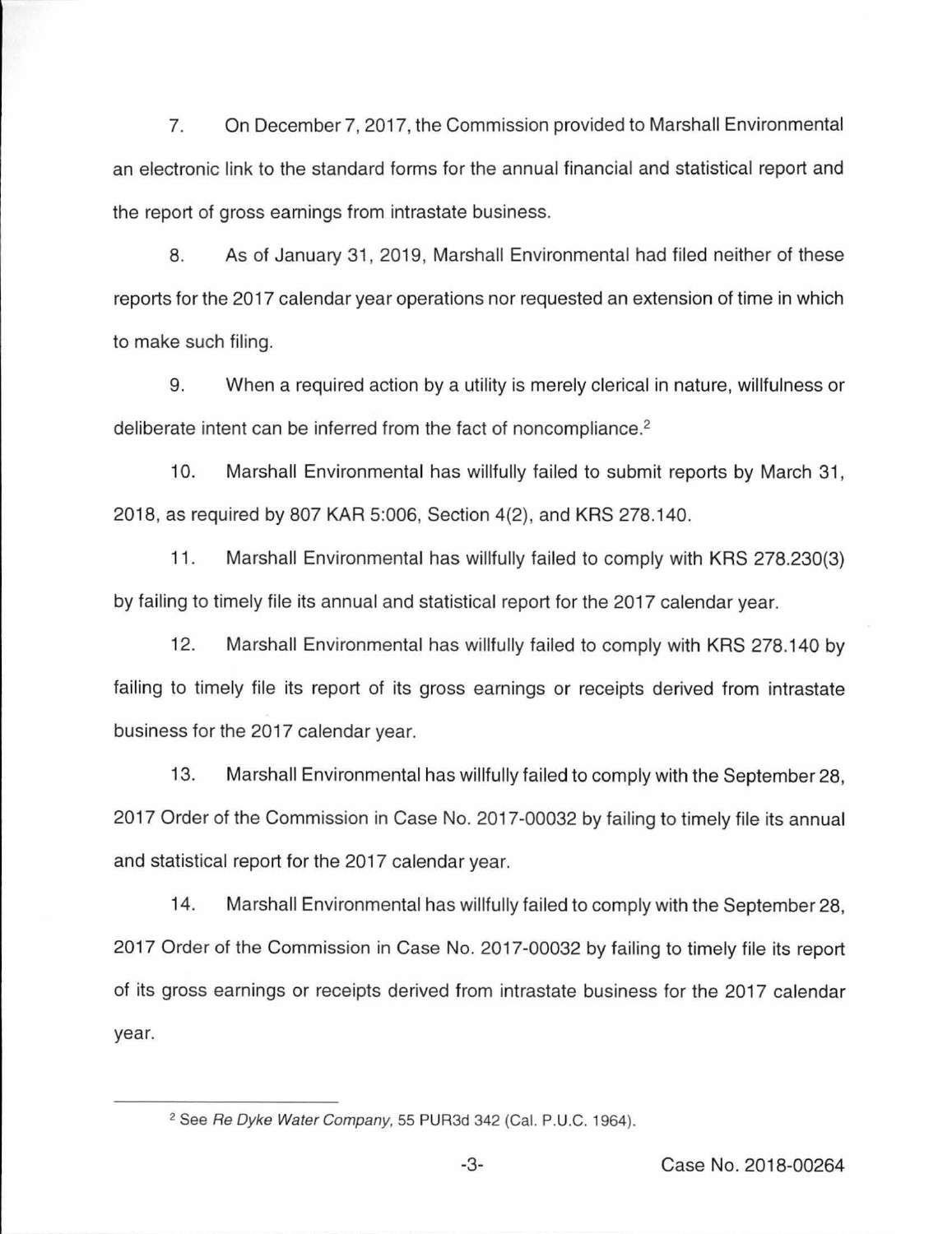7. On December 7, 2017, the Commission provided to Marshall Environmental an electronic link to the standard forms for the annual financial and statistical report and the report of gross earnings from intrastate business.

8. As of January 31, 2019, Marshall Environmental had filed neither of these reports for the 2017 calendar year operations nor requested an extension of time in which to make such filing.

9. When a required action by a utility is merely clerical in nature, willfulness or deliberate intent can be inferred from the fact of noncompliance.[2]

10. Marshall Environmental has willfully failed to submit reports by March 31, 2018, as required by 807 KAR 5:006, Section 4(2), and KRS 278.140.

11. Marshall Environmental has willfully failed to comply with KRS 278.230(3) by failing to timely file its annual and statistical report for the 2017 calendar year.

12. Marshall Environmental has willfully failed to comply with KRS 278.140 by failing to timely file its report of its gross earnings or receipts derived from intrastate business for the 2017 calendar year.

13. Marshall Environmental has willfully failed to comply with the September 28, 2017 Order of the Commission in Case No. 2017-00032 by failing to timely file its annual and statistical report for the 2017 calendar year.

14. Marshall Environmental has willfully failed to comply with the September 28, 2017 Order of the Commission in Case No. 2017-00032 by failing to timely file its report of its gross earnings or receipts derived from intrastate business for the 2017 calendar year.

---

[2] See *Re Dyke Water Company*, 55 PUR3d 342 (Cal. P.U.C. 1964).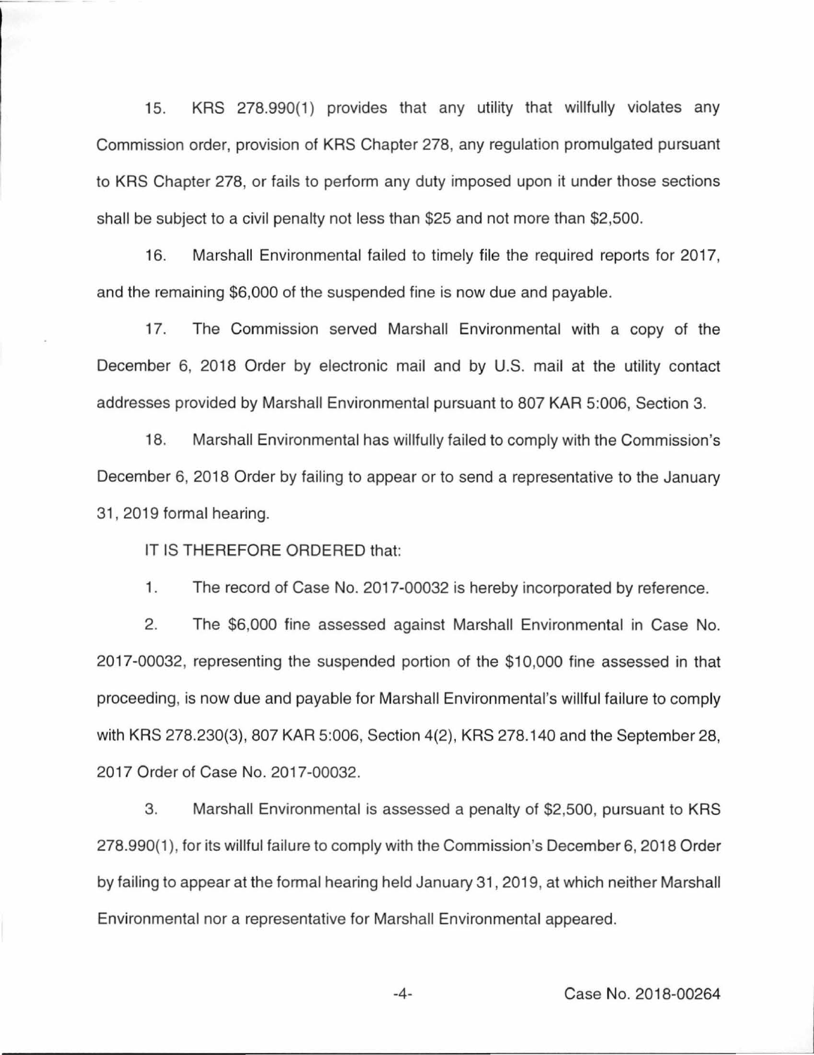15. KRS 278.990(1) provides that any utility that willfully violates any Commission order, provision of KRS Chapter 278, any regulation promulgated pursuant to KRS Chapter 278, or fails to perform any duty imposed upon it under those sections shall be subject to a civil penalty not less than $25 and not more than $2,500.

16. Marshall Environmental failed to timely file the required reports for 2017, and the remaining $6,000 of the suspended fine is now due and payable.

17. The Commission served Marshall Environmental with a copy of the December 6, 2018 Order by electronic mail and by U.S. mail at the utility contact addresses provided by Marshall Environmental pursuant to 807 KAR 5:006, Section 3.

18. Marshall Environmental has willfully failed to comply with the Commission's December 6, 2018 Order by failing to appear or to send a representative to the January 31, 2019 formal hearing.

IT IS THEREFORE ORDERED that:

1. The record of Case No. 2017-00032 is hereby incorporated by reference.

2. The $6,000 fine assessed against Marshall Environmental in Case No. 2017-00032, representing the suspended portion of the $10,000 fine assessed in that proceeding, is now due and payable for Marshall Environmental's willful failure to comply with KRS 278.230(3), 807 KAR 5:006, Section 4(2), KRS 278.140 and the September 28, 2017 Order of Case No. 2017-00032.

3. Marshall Environmental is assessed a penalty of $2,500, pursuant to KRS 278.990(1), for its willful failure to comply with the Commission's December 6, 2018 Order by failing to appear at the formal hearing held January 31, 2019, at which neither Marshall Environmental nor a representative for Marshall Environmental appeared.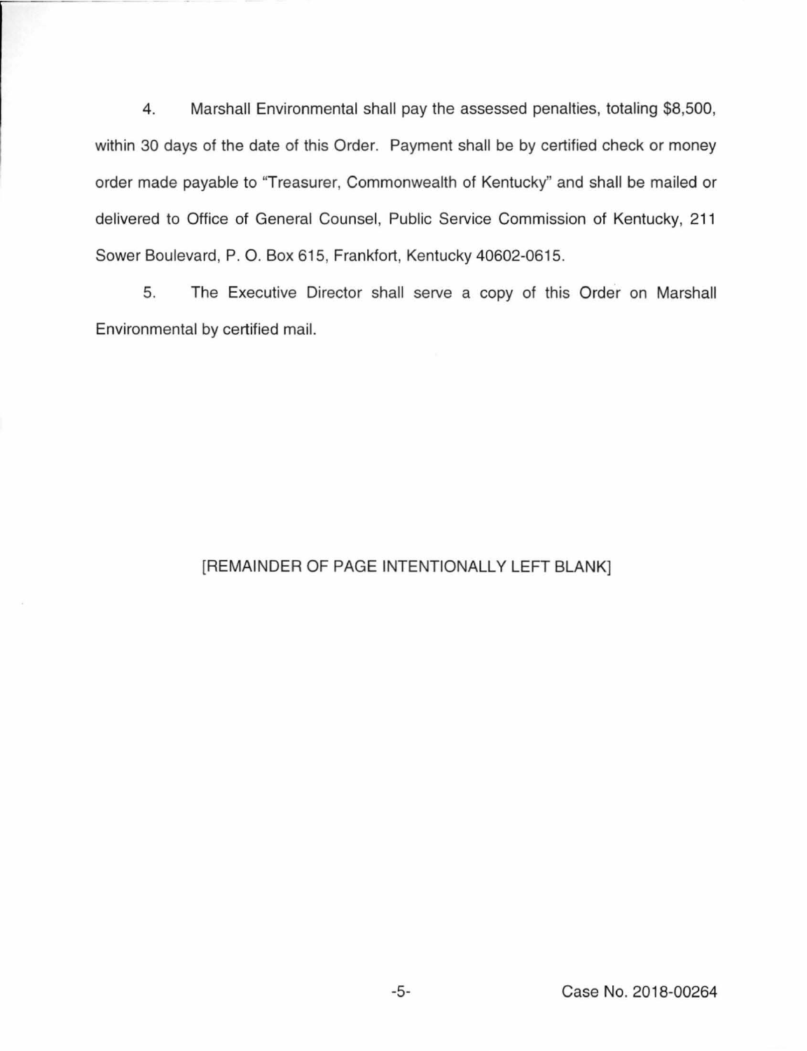4. Marshall Environmental shall pay the assessed penalties, totaling $8,500, within 30 days of the date of this Order. Payment shall be by certified check or money order made payable to "Treasurer, Commonwealth of Kentucky" and shall be mailed or delivered to Office of General Counsel, Public Service Commission of Kentucky, 211 Sower Boulevard, P. O. Box 615, Frankfort, Kentucky 40602-0615.

5. The Executive Director shall serve a copy of this Order on Marshall Environmental by certified mail.

[REMAINDER OF PAGE INTENTIONALLY LEFT BLANK]

Case No. 2018-00264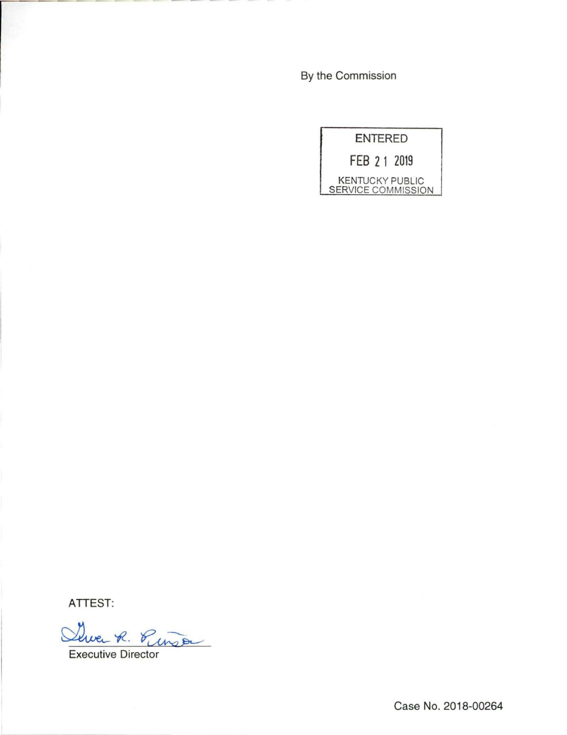By the Commission

ENTERED

FEB 21 2019

KENTUCKY PUBLIC SERVICE COMMISSION

ATTEST:

Executive Director

Case No. 2018-00264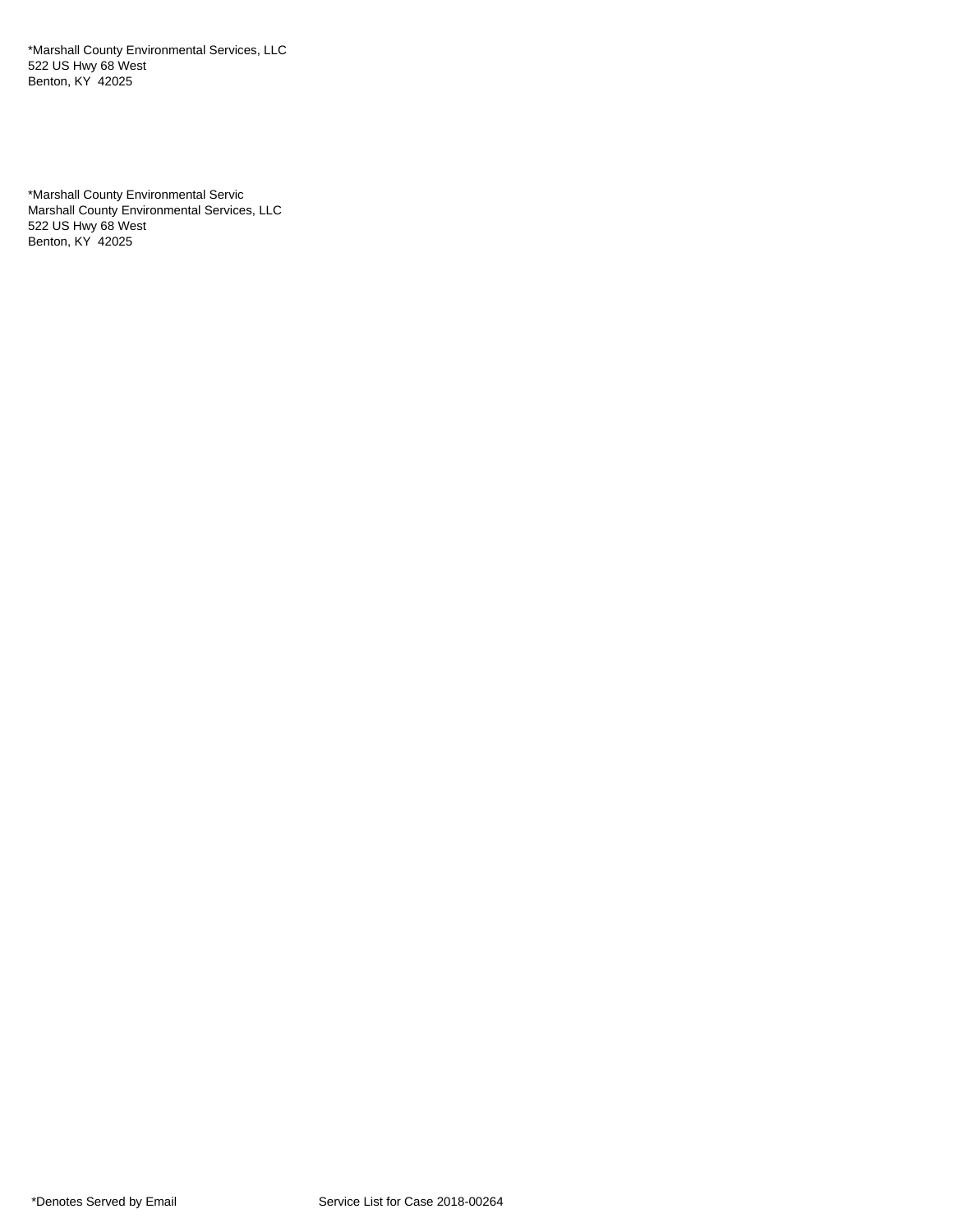*Marshall County Environmental Services, LLC
522 US Hwy 68 West
Benton, KY  42025

*Marshall County Environmental Servic
Marshall County Environmental Services, LLC
522 US Hwy 68 West
Benton, KY  42025

*Denotes Served by Email

Service List for Case 2018-00264